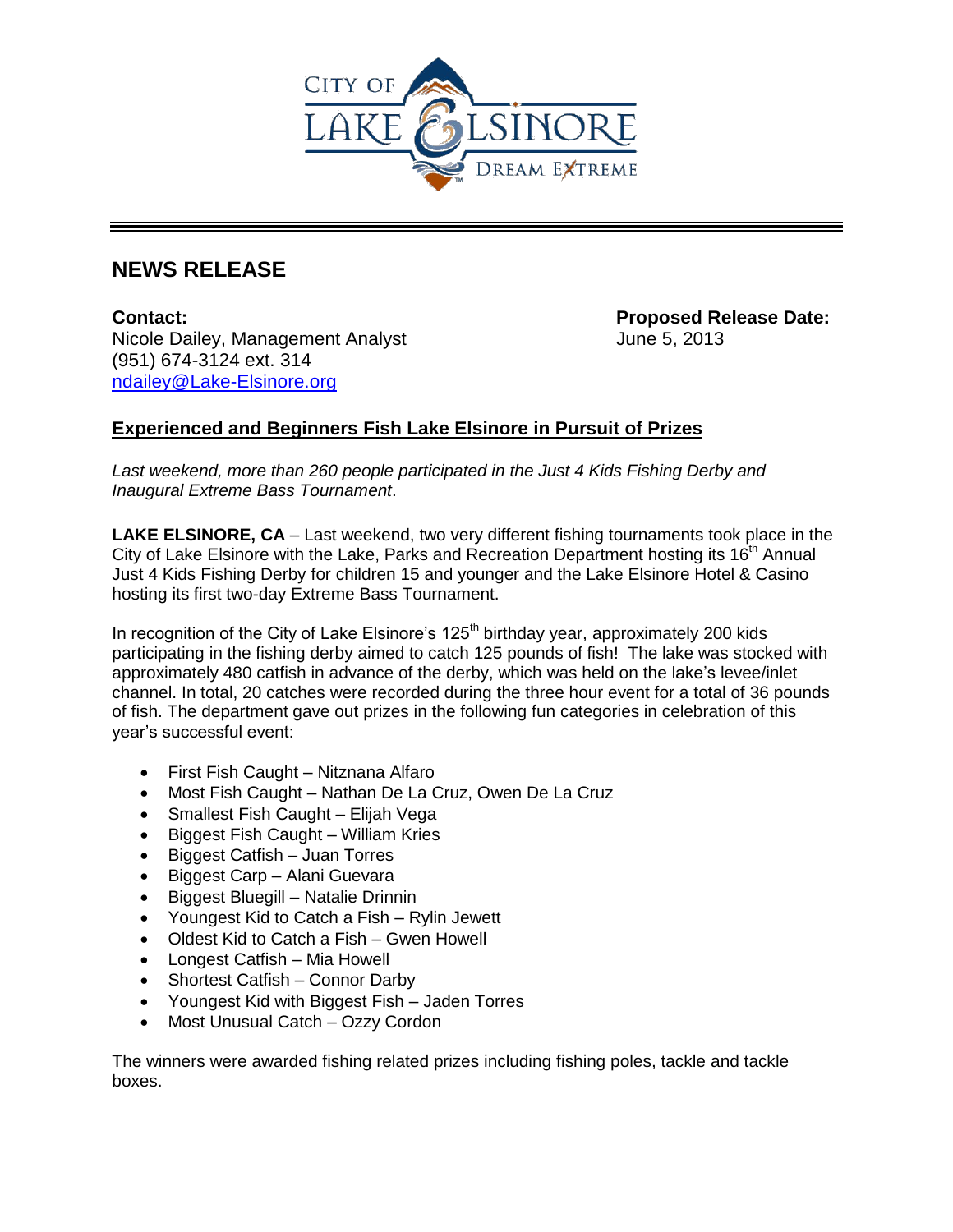CITY OF LAKE ELSINORE

DREAM EXTREME

# NEWS RELEASE

**Contact:**
Nicole Dailey, Management Analyst
(951) 674-3124 ext. 314
ndailey@Lake-Elsinore.org

**Proposed Release Date:**
June 5, 2013

## Experienced and Beginners Fish Lake Elsinore in Pursuit of Prizes

*Last weekend, more than 260 people participated in the Just 4 Kids Fishing Derby and Inaugural Extreme Bass Tournament.*

**LAKE ELSINORE, CA** – Last weekend, two very different fishing tournaments took place in the City of Lake Elsinore with the Lake, Parks and Recreation Department hosting its 16th Annual Just 4 Kids Fishing Derby for children 15 and younger and the Lake Elsinore Hotel & Casino hosting its first two-day Extreme Bass Tournament.

In recognition of the City of Lake Elsinore's 125th birthday year, approximately 200 kids participating in the fishing derby aimed to catch 125 pounds of fish! The lake was stocked with approximately 480 catfish in advance of the derby, which was held on the lake's levee/inlet channel. In total, 20 catches were recorded during the three hour event for a total of 36 pounds of fish. The department gave out prizes in the following fun categories in celebration of this year's successful event:

- First Fish Caught – Nitznana Alfaro
- Most Fish Caught – Nathan De La Cruz, Owen De La Cruz
- Smallest Fish Caught – Elijah Vega
- Biggest Fish Caught – William Kries
- Biggest Catfish – Juan Torres
- Biggest Carp – Alani Guevara
- Biggest Bluegill – Natalie Drinnin
- Youngest Kid to Catch a Fish – Rylin Jewett
- Oldest Kid to Catch a Fish – Gwen Howell
- Longest Catfish – Mia Howell
- Shortest Catfish – Connor Darby
- Youngest Kid with Biggest Fish – Jaden Torres
- Most Unusual Catch – Ozzy Cordon

The winners were awarded fishing related prizes including fishing poles, tackle and tackle boxes.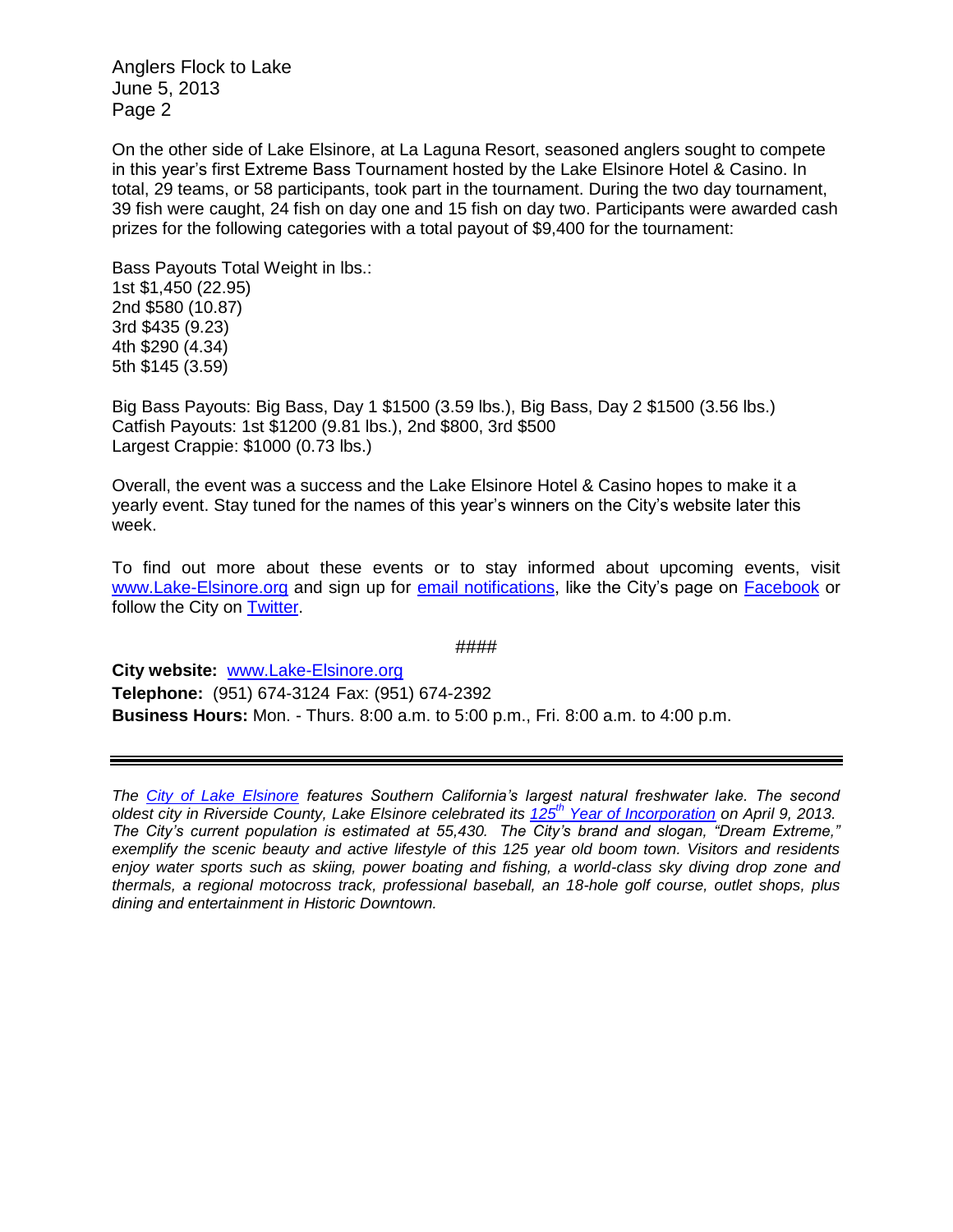On the other side of Lake Elsinore, at La Laguna Resort, seasoned anglers sought to compete in this year's first Extreme Bass Tournament hosted by the Lake Elsinore Hotel & Casino. In total, 29 teams, or 58 participants, took part in the tournament. During the two day tournament, 39 fish were caught, 24 fish on day one and 15 fish on day two. Participants were awarded cash prizes for the following categories with a total payout of $9,400 for the tournament:

Bass Payouts Total Weight in lbs.:  
1st $1,450 (22.95)  
2nd $580 (10.87)  
3rd $435 (9.23)  
4th $290 (4.34)  
5th $145 (3.59)

Big Bass Payouts: Big Bass, Day 1 $1500 (3.59 lbs.), Big Bass, Day 2 $1500 (3.56 lbs.)  
Catfish Payouts: 1st $1200 (9.81 lbs.), 2nd $800, 3rd $500  
Largest Crappie: $1000 (0.73 lbs.)

Overall, the event was a success and the Lake Elsinore Hotel & Casino hopes to make it a yearly event. Stay tuned for the names of this year's winners on the City's website later this week.

To find out more about these events or to stay informed about upcoming events, visit [www.Lake-Elsinore.org](www.Lake-Elsinore.org) and sign up for [email notifications](), like the City's page on [Facebook]() or follow the City on [Twitter]().

####

**City website:** [www.Lake-Elsinore.org](www.Lake-Elsinore.org)  
**Telephone:** (951) 674-3124 Fax: (951) 674-2392  
**Business Hours:** Mon. - Thurs. 8:00 a.m. to 5:00 p.m., Fri. 8:00 a.m. to 4:00 p.m.

---

*The [City of Lake Elsinore]() features Southern California's largest natural freshwater lake. The second oldest city in Riverside County, Lake Elsinore celebrated its [125th Year of Incorporation]() on April 9, 2013. The City's current population is estimated at 55,430. The City's brand and slogan, "Dream Extreme," exemplify the scenic beauty and active lifestyle of this 125 year old boom town. Visitors and residents enjoy water sports such as skiing, power boating and fishing, a world-class sky diving drop zone and thermals, a regional motocross track, professional baseball, an 18-hole golf course, outlet shops, plus dining and entertainment in Historic Downtown.*